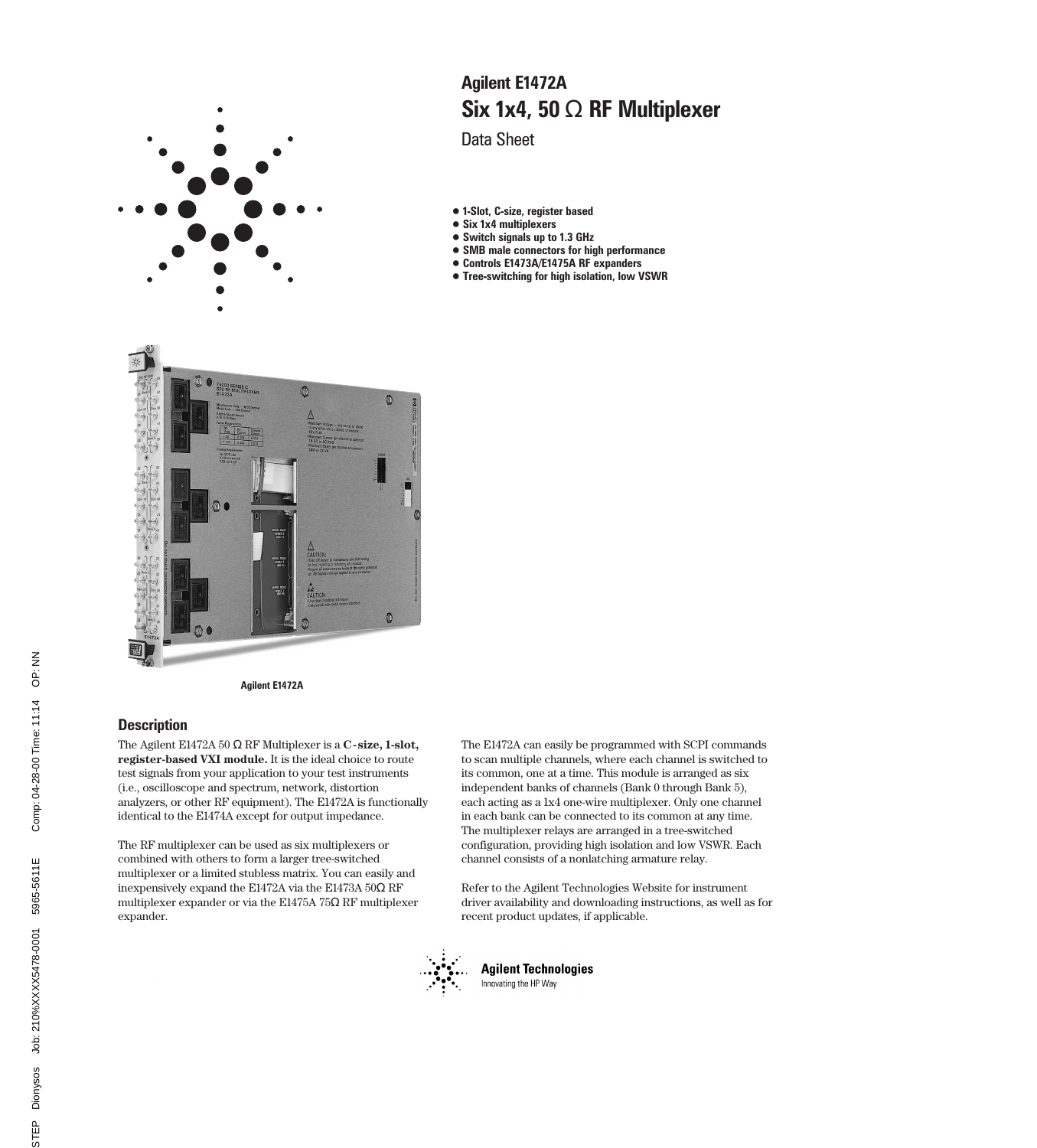# Agilent E1472A

## Six 1x4, 50 Ω RF Multiplexer

Data Sheet

- 1-Slot, C-size, register based
- Six 1x4 multiplexers
- Switch signals up to 1.3 GHz
- SMB male connectors for high performance
- Controls E1473A/E1475A RF expanders
- Tree-switching for high isolation, low VSWR

Agilent E1472A

## Description

The Agilent E1472A 50 Ω RF Multiplexer is a **C-size, 1-slot, register-based VXI module.** It is the ideal choice to route test signals from your application to your test instruments (i.e., oscilloscope and spectrum, network, distortion analyzers, or other RF equipment). The E1472A is functionally identical to the E1474A except for output impedance.

The RF multiplexer can be used as six multiplexers or combined with others to form a larger tree-switched multiplexer or a limited stubless matrix. You can easily and inexpensively expand the E1472A via the E1473A 50Ω RF multiplexer expander or via the E1475A 75Ω RF multiplexer expander.

The E1472A can easily be programmed with SCPI commands to scan multiple channels, where each channel is switched to its common, one at a time. This module is arranged as six independent banks of channels (Bank 0 through Bank 5), each acting as a 1x4 one-wire multiplexer. Only one channel in each bank can be connected to its common at any time. The multiplexer relays are arranged in a tree-switched configuration, providing high isolation and low VSWR. Each channel consists of a nonlatching armature relay.

Refer to the Agilent Technologies Website for instrument driver availability and downloading instructions, as well as for recent product updates, if applicable.

Agilent Technologies
Innovating the HP Way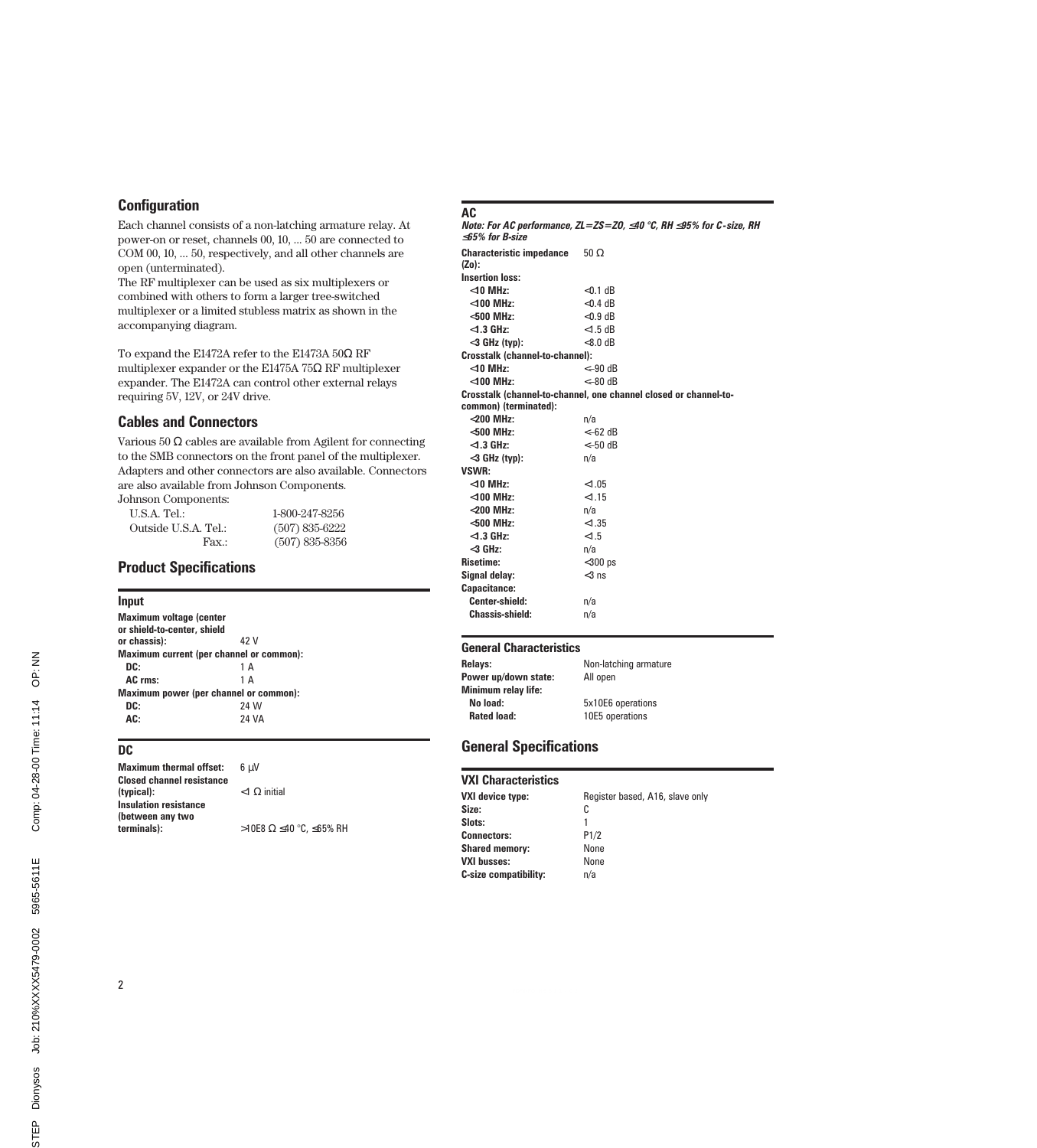## Configuration

Each channel consists of a non-latching armature relay. At power-on or reset, channels 00, 10, ... 50 are connected to COM 00, 10, ... 50, respectively, and all other channels are open (unterminated).

The RF multiplexer can be used as six multiplexers or combined with others to form a larger tree-switched multiplexer or a limited stubless matrix as shown in the accompanying diagram.

To expand the E1472A refer to the E1473A 50Ω RF multiplexer expander or the E1475A 75Ω RF multiplexer expander. The E1472A can control other external relays requiring 5V, 12V, or 24V drive.

## Cables and Connectors

Various 50 Ω cables are available from Agilent for connecting to the SMB connectors on the front panel of the multiplexer. Adapters and other connectors are also available. Connectors are also available from Johnson Components.

Johnson Components:

| | |
|---|---|
| U.S.A. Tel.: | 1-800-247-8256 |
| Outside U.S.A. Tel.: | (507) 835-6222 |
| Fax.: | (507) 835-8356 |

## Product Specifications

### Input

| | |
|---|---|
| **Maximum voltage (center or shield-to-center, shield or chassis):** | 42 V |
| **Maximum current (per channel or common):** | |
| **DC:** | 1 A |
| **AC rms:** | 1 A |
| **Maximum power (per channel or common):** | |
| **DC:** | 24 W |
| **AC:** | 24 VA |

### DC

| | |
|---|---|
| **Maximum thermal offset:** | 6 µV |
| **Closed channel resistance (typical):** | <1 Ω initial |
| **Insulation resistance (between any two terminals):** | >10E8 Ω ≤40 °C, ≤65% RH |

### AC

***Note: For AC performance, ZL=ZS=ZO, ≤40 °C, RH ≤95% for C-size, RH ≤65% for B-size***

| | |
|---|---|
| **Characteristic impedance (Zo):** | 50 Ω |
| **Insertion loss:** | |
| **<10 MHz:** | <0.1 dB |
| **<100 MHz:** | <0.4 dB |
| **<500 MHz:** | <0.9 dB |
| **<1.3 GHz:** | <1.5 dB |
| **<3 GHz (typ):** | <8.0 dB |
| **Crosstalk (channel-to-channel):** | |
| **<10 MHz:** | <-90 dB |
| **<100 MHz:** | <-80 dB |
| **Crosstalk (channel-to-channel, one channel closed or channel-to-common) (terminated):** | |
| **<200 MHz:** | n/a |
| **<500 MHz:** | <-62 dB |
| **<1.3 GHz:** | <-50 dB |
| **<3 GHz (typ):** | n/a |
| **VSWR:** | |
| **<10 MHz:** | <1.05 |
| **<100 MHz:** | <1.15 |
| **<200 MHz:** | n/a |
| **<500 MHz:** | <1.35 |
| **<1.3 GHz:** | <1.5 |
| **<3 GHz:** | n/a |
| **Risetime:** | <300 ps |
| **Signal delay:** | <3 ns |
| **Capacitance:** | |
| **Center-shield:** | n/a |
| **Chassis-shield:** | n/a |

### General Characteristics

| | |
|---|---|
| **Relays:** | Non-latching armature |
| **Power up/down state:** | All open |
| **Minimum relay life:** | |
| **No load:** | 5x10E6 operations |
| **Rated load:** | 10E5 operations |

## General Specifications

### VXI Characteristics

| | |
|---|---|
| **VXI device type:** | Register based, A16, slave only |
| **Size:** | C |
| **Slots:** | 1 |
| **Connectors:** | P1/2 |
| **Shared memory:** | None |
| **VXI busses:** | None |
| **C-size compatibility:** | n/a |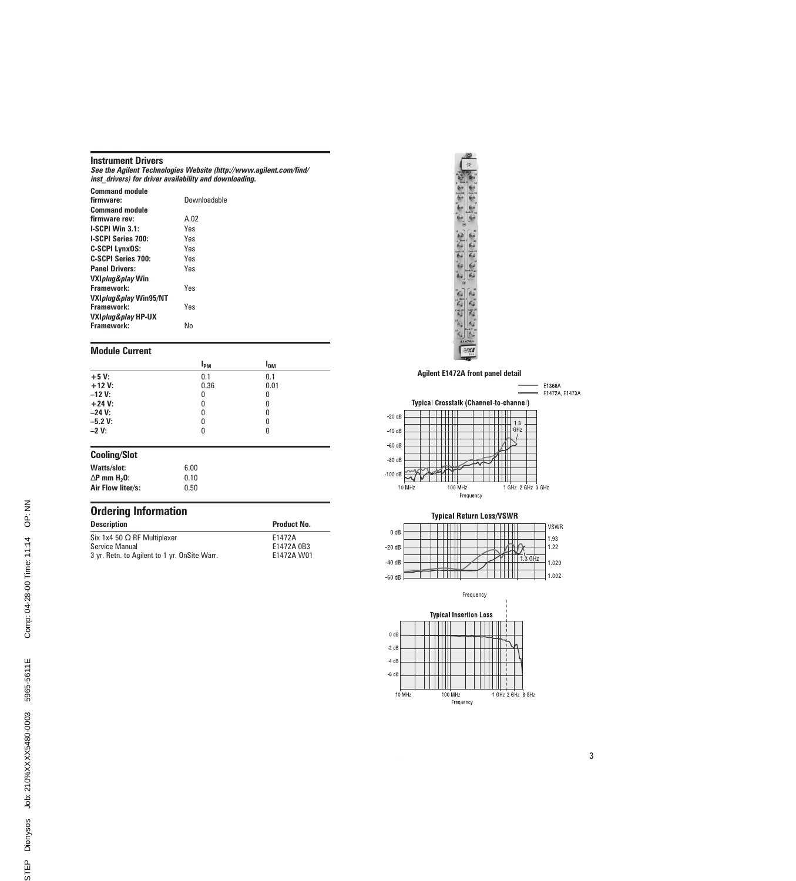## Instrument Drivers

***See the Agilent Technologies Website (http://www.agilent.com/find/inst_drivers) for driver availability and downloading.***

| | |
|---|---|
| **Command module firmware:** | Downloadable |
| **Command module firmware rev:** | A.02 |
| **I-SCPI Win 3.1:** | Yes |
| **I-SCPI Series 700:** | Yes |
| **C-SCPI LynxOS:** | Yes |
| **C-SCPI Series 700:** | Yes |
| **Panel Drivers:** | Yes |
| **VXI*plug&play* Win Framework:** | Yes |
| **VXI*plug&play* Win95/NT Framework:** | Yes |
| **VXI*plug&play* HP-UX Framework:** | No |

## Module Current

| | $I_{PM}$ | $I_{DM}$ |
|---|---|---|
| **+5 V:** | 0.1 | 0.1 |
| **+12 V:** | 0.36 | 0.01 |
| **–12 V:** | 0 | 0 |
| **+24 V:** | 0 | 0 |
| **–24 V:** | 0 | 0 |
| **–5.2 V:** | 0 | 0 |
| **–2 V:** | 0 | 0 |

## Cooling/Slot

| | |
|---|---|
| **Watts/slot:** | 6.00 |
| **ΔP mm $H_2O$:** | 0.10 |
| **Air Flow liter/s:** | 0.50 |

## Ordering Information

| Description | Product No. |
|---|---|
| Six 1x4 50 Ω RF Multiplexer | E1472A |
| Service Manual | E1472A 0B3 |
| 3 yr. Retn. to Agilent to 1 yr. OnSite Warr. | E1472A W01 |

**Agilent E1472A front panel detail**

E1366A
E1472A, E1473A

**Typical Crosstalk (Channel-to-channel)**

**Typical Return Loss/VSWR**

**Typical Insertion Loss**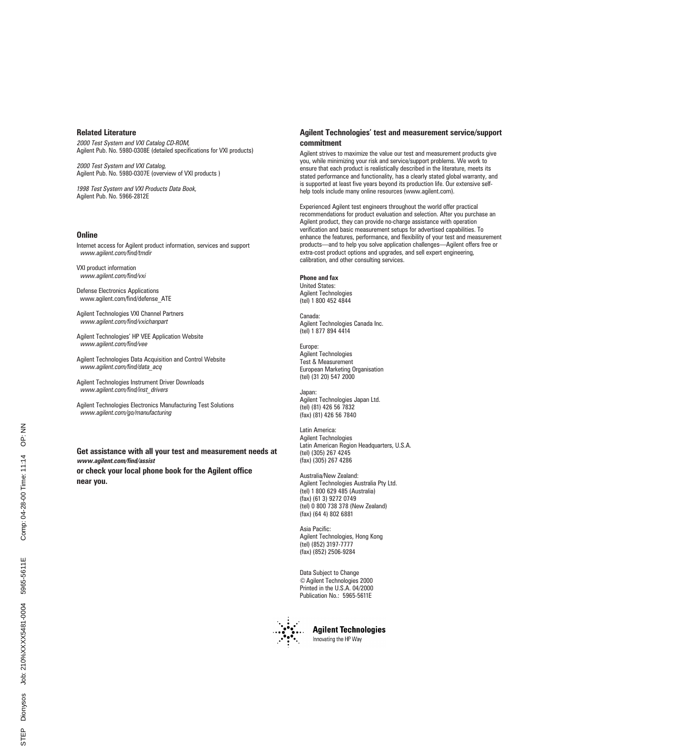## Related Literature

*2000 Test System and VXI Catalog CD-ROM,*
Agilent Pub. No. 5980-0308E (detailed specifications for VXI products)

*2000 Test System and VXI Catalog,*
Agilent Pub. No. 5980-0307E (overview of VXI products )

*1998 Test System and VXI Products Data Book,*
Agilent Pub. No. 5966-2812E

## Online

Internet access for Agilent product information, services and support
*www.agilent.com/find/tmdir*

VXI product information
*www.agilent.com/find/vxi*

Defense Electronics Applications
www.agilent.com/find/defense_ATE

Agilent Technologies VXI Channel Partners
*www.agilent.com/find/vxichanpart*

Agilent Technologies' HP VEE Application Website
*www.agilent.com/find/vee*

Agilent Technologies Data Acquisition and Control Website
*www.agilent.com/find/data_acq*

Agilent Technologies Instrument Driver Downloads
*www.agilent.com/find/inst_drivers*

Agilent Technologies Electronics Manufacturing Test Solutions
*www.agilent.com/go/manufacturing*

**Get assistance with all your test and measurement needs at** ***www.agilent.com/find/assist*** **or check your local phone book for the Agilent office near you.**

## Agilent Technologies' test and measurement service/support commitment

Agilent strives to maximize the value our test and measurement products give you, while minimizing your risk and service/support problems. We work to ensure that each product is realistically described in the literature, meets its stated performance and functionality, has a clearly stated global warranty, and is supported at least five years beyond its production life. Our extensive self-help tools include many online resources (www.agilent.com).

Experienced Agilent test engineers throughout the world offer practical recommendations for product evaluation and selection. After you purchase an Agilent product, they can provide no-charge assistance with operation verification and basic measurement setups for advertised capabilities. To enhance the features, performance, and flexibility of your test and measurement products—and to help you solve application challenges—Agilent offers free or extra-cost product options and upgrades, and sell expert engineering, calibration, and other consulting services.

**Phone and fax**

United States:
Agilent Technologies
(tel) 1 800 452 4844

Canada:
Agilent Technologies Canada Inc.
(tel) 1 877 894 4414

Europe:
Agilent Technologies
Test & Measurement
European Marketing Organisation
(tel) (31 20) 547 2000

Japan:
Agilent Technologies Japan Ltd.
(tel) (81) 426 56 7832
(fax) (81) 426 56 7840

Latin America:
Agilent Technologies
Latin American Region Headquarters, U.S.A.
(tel) (305) 267 4245
(fax) (305) 267 4286

Australia/New Zealand:
Agilent Technologies Australia Pty Ltd.
(tel) 1 800 629 485 (Australia)
(fax) (61 3) 9272 0749
(tel) 0 800 738 378 (New Zealand)
(fax) (64 4) 802 6881

Asia Pacific:
Agilent Technologies, Hong Kong
(tel) (852) 3197-7777
(fax) (852) 2506-9284

Data Subject to Change
© Agilent Technologies 2000
Printed in the U.S.A. 04/2000
Publication No.: 5965-5611E

**Agilent Technologies**
Innovating the HP Way

STEP Dionysos Job: 210%XXXX5481-0004 5965-5611E Comp: 04-28-00 Time: 11:14 OP: NN